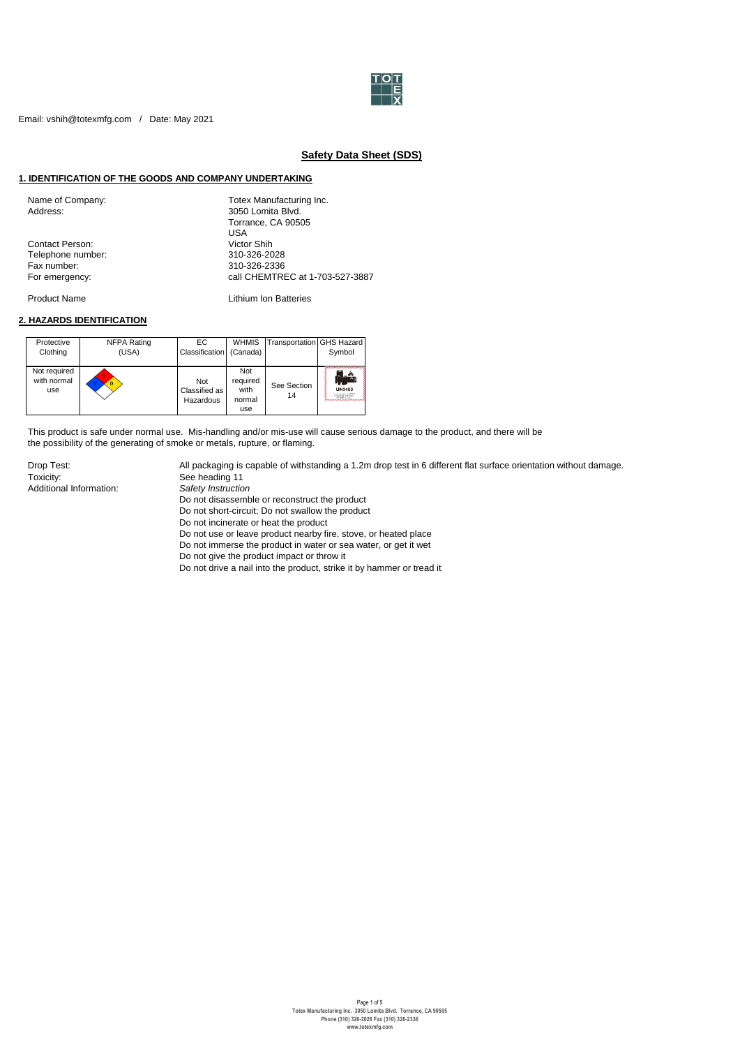Email: vshih@totexmfg.com / Date: May 2021

## Safety Data Sheet (SDS)

### 1. IDENTIFICATION OF THE GOODS AND COMPANY UNDERTAKING

| | |
|---|---|
| Name of Company: | Totex Manufacturing Inc. |
| Address: | 3050 Lomita Blvd. Torrance, CA 90505 USA |
| Contact Person: | Victor Shih |
| Telephone number: | 310-326-2028 |
| Fax number: | 310-326-2336 |
| For emergency: | call CHEMTREC at 1-703-527-3887 |
| Product Name | Lithium Ion Batteries |

### 2. HAZARDS IDENTIFICATION

| Protective Clothing | NFPA Rating (USA) | EC Classification | WHMIS (Canada) | Transportation | GHS Hazard Symbol |
|---|---|---|---|---|---|
| Not required with normal use | 1 / 0 / 0 | Not Classified as Hazardous | Not required with normal use | See Section 14 | UN3480 |

This product is safe under normal use. Mis-handling and/or mis-use will cause serious damage to the product, and there will be the possibility of the generating of smoke or metals, rupture, or flaming.

| | |
|---|---|
| Drop Test: | All packaging is capable of withstanding a 1.2m drop test in 6 different flat surface orientation without damage. |
| Toxicity: | See heading 11 |
| Additional Information: | *Safety Instruction* |

Do not disassemble or reconstruct the product
Do not short-circuit; Do not swallow the product
Do not incinerate or heat the product
Do not use or leave product nearby fire, stove, or heated place
Do not immerse the product in water or sea water, or get it wet
Do not give the product impact or throw it
Do not drive a nail into the product, strike it by hammer or tread it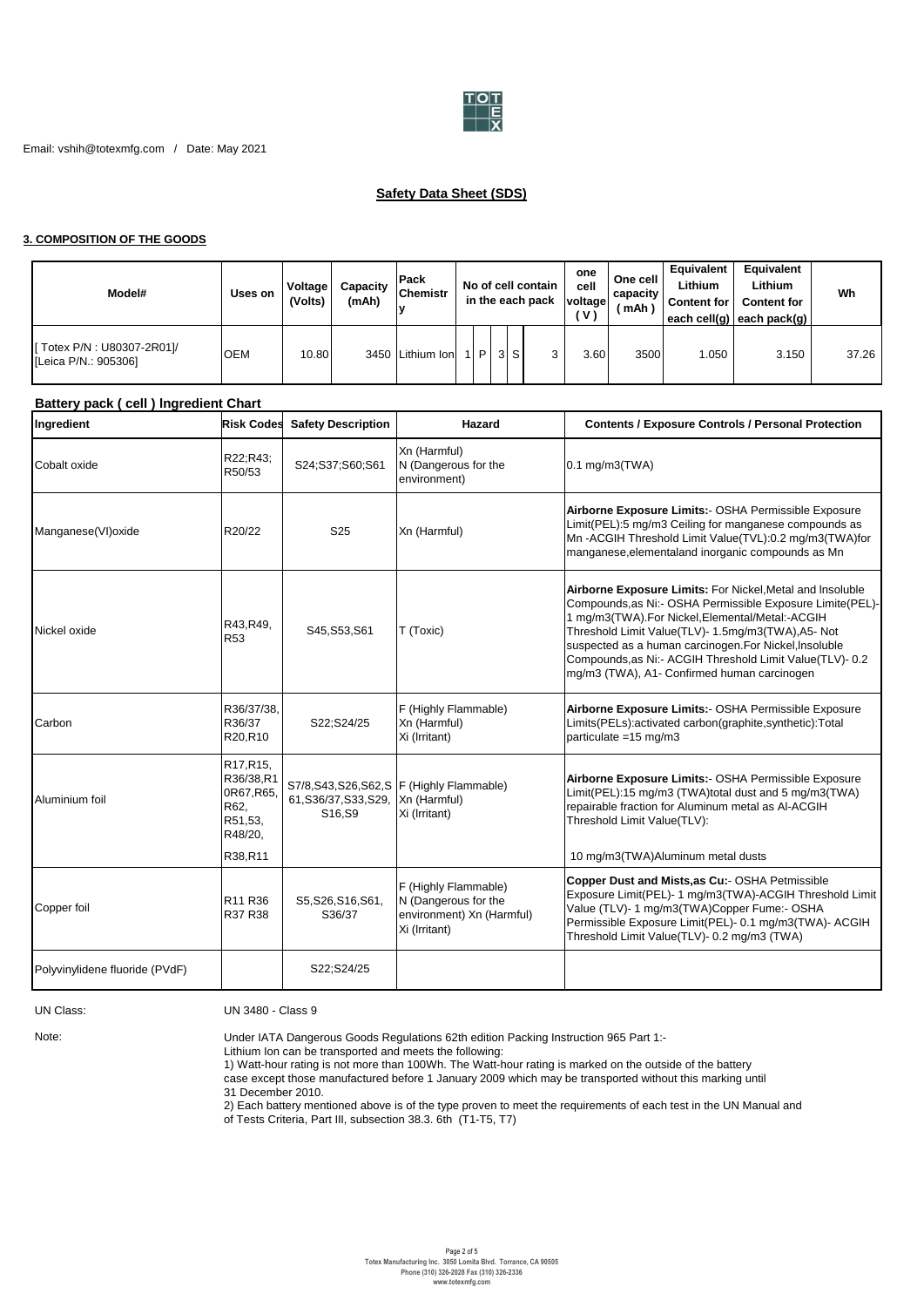Email: vshih@totexmfg.com / Date: May 2021

## Safety Data Sheet (SDS)

### 3. COMPOSITION OF THE GOODS

| Model# | Uses on | Voltage (Volts) | Capacity (mAh) | Pack Chemistry | No of cell contain in the each pack | | | | | one cell voltage (V) | One cell capacity (mAh) | Equivalent Lithium Content for each cell(g) | Equivalent Lithium Content for each pack(g) | Wh |
|---|---|---|---|---|---|---|---|---|---|---|---|---|---|---|
| [ Totex P/N : U80307-2R01]/ [Leica P/N.: 905306] | OEM | 10.80 | 3450 | Lithium Ion | 1 | P | 3 | S | 3 | 3.60 | 3500 | 1.050 | 3.150 | 37.26 |

**Battery pack ( cell ) Ingredient Chart**

| Ingredient | Risk Codes | Safety Description | Hazard | Contents / Exposure Controls / Personal Protection |
|---|---|---|---|---|
| Cobalt oxide | R22;R43; R50/53 | S24;S37;S60;S61 | Xn (Harmful) N (Dangerous for the environment) | 0.1 mg/m3(TWA) |
| Manganese(VI)oxide | R20/22 | S25 | Xn (Harmful) | **Airborne Exposure Limits:**- OSHA Permissible Exposure Limit(PEL):5 mg/m3 Ceiling for manganese compounds as Mn -ACGIH Threshold Limit Value(TVL):0.2 mg/m3(TWA)for manganese,elementaland inorganic compounds as Mn |
| Nickel oxide | R43,R49, R53 | S45,S53,S61 | T (Toxic) | **Airborne Exposure Limits:** For Nickel,Metal and Insoluble Compounds,as Ni:- OSHA Permissible Exposure Limite(PEL)-1 mg/m3(TWA).For Nickel,Elemental/Metal:-ACGIH Threshold Limit Value(TLV)- 1.5mg/m3(TWA),A5- Not suspected as a human carcinogen.For Nickel,Insoluble Compounds,as Ni:- ACGIH Threshold Limit Value(TLV)- 0.2 mg/m3 (TWA), A1- Confirmed human carcinogen |
| Carbon | R36/37/38, R36/37 R20,R10 | S22;S24/25 | F (Highly Flammable) Xn (Harmful) Xi (Irritant) | **Airborne Exposure Limits:**- OSHA Permissible Exposure Limits(PELs):activated carbon(graphite,synthetic):Total particulate =15 mg/m3 |
| Aluminium foil | R17,R15, R36/38,R10R67,R65, R62, R51,53, R48/20, R38,R11 | S7/8,S43,S26,S62,S61,S36/37,S33,S29, S16,S9 | F (Highly Flammable) Xn (Harmful) Xi (Irritant) | **Airborne Exposure Limits:**- OSHA Permissible Exposure Limit(PEL):15 mg/m3 (TWA)total dust and 5 mg/m3(TWA) repairable fraction for Aluminum metal as Al-ACGIH Threshold Limit Value(TLV): 10 mg/m3(TWA)Aluminum metal dusts |
| Copper foil | R11 R36 R37 R38 | S5,S26,S16,S61, S36/37 | F (Highly Flammable) N (Dangerous for the environment) Xn (Harmful) Xi (Irritant) | **Copper Dust and Mists,as Cu:**- OSHA Petmissible Exposure Limit(PEL)- 1 mg/m3(TWA)-ACGIH Threshold Limit Value (TLV)- 1 mg/m3(TWA)Copper Fume:- OSHA Permissible Exposure Limit(PEL)- 0.1 mg/m3(TWA)- ACGIH Threshold Limit Value(TLV)- 0.2 mg/m3 (TWA) |
| Polyvinylidene fluoride (PVdF) | | S22;S24/25 | | |

UN Class: UN 3480 - Class 9

Note: Under IATA Dangerous Goods Regulations 62th edition Packing Instruction 965 Part 1:-
Lithium Ion can be transported and meets the following:
1) Watt-hour rating is not more than 100Wh. The Watt-hour rating is marked on the outside of the battery case except those manufactured before 1 January 2009 which may be transported without this marking until 31 December 2010.
2) Each battery mentioned above is of the type proven to meet the requirements of each test in the UN Manual and of Tests Criteria, Part III, subsection 38.3. 6th (T1-T5, T7)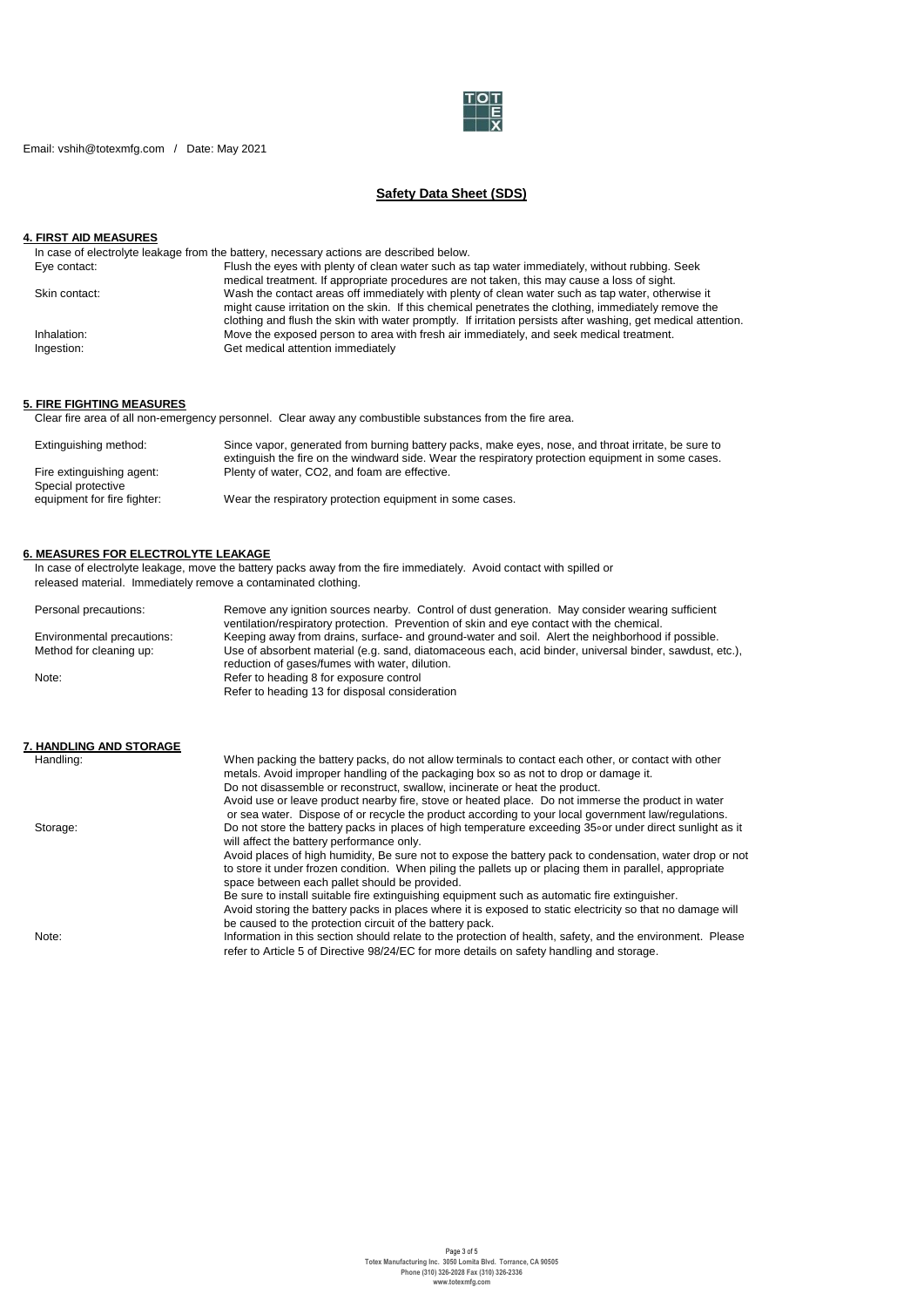Email: vshih@totexmfg.com / Date: May 2021

## Safety Data Sheet (SDS)

### 4. FIRST AID MEASURES

In case of electrolyte leakage from the battery, necessary actions are described below.

| | |
|---|---|
| Eye contact: | Flush the eyes with plenty of clean water such as tap water immediately, without rubbing. Seek medical treatment. If appropriate procedures are not taken, this may cause a loss of sight. |
| Skin contact: | Wash the contact areas off immediately with plenty of clean water such as tap water, otherwise it might cause irritation on the skin. If this chemical penetrates the clothing, immediately remove the clothing and flush the skin with water promptly. If irritation persists after washing, get medical attention. |
| Inhalation: | Move the exposed person to area with fresh air immediately, and seek medical treatment. |
| Ingestion: | Get medical attention immediately |

### 5. FIRE FIGHTING MEASURES

Clear fire area of all non-emergency personnel. Clear away any combustible substances from the fire area.

| | |
|---|---|
| Extinguishing method: | Since vapor, generated from burning battery packs, make eyes, nose, and throat irritate, be sure to extinguish the fire on the windward side. Wear the respiratory protection equipment in some cases. |
| Fire extinguishing agent: | Plenty of water, $CO_2$, and foam are effective. |
| Special protective equipment for fire fighter: | Wear the respiratory protection equipment in some cases. |

### 6. MEASURES FOR ELECTROLYTE LEAKAGE

In case of electrolyte leakage, move the battery packs away from the fire immediately. Avoid contact with spilled or released material. Immediately remove a contaminated clothing.

| | |
|---|---|
| Personal precautions: | Remove any ignition sources nearby. Control of dust generation. May consider wearing sufficient ventilation/respiratory protection. Prevention of skin and eye contact with the chemical. |
| Environmental precautions: | Keeping away from drains, surface- and ground-water and soil. Alert the neighborhood if possible. |
| Method for cleaning up: | Use of absorbent material (e.g. sand, diatomaceous each, acid binder, universal binder, sawdust, etc.), reduction of gases/fumes with water, dilution. |
| Note: | Refer to heading 8 for exposure control<br>Refer to heading 13 for disposal consideration |

### 7. HANDLING AND STORAGE

| | |
|---|---|
| Handling: | When packing the battery packs, do not allow terminals to contact each other, or contact with other metals. Avoid improper handling of the packaging box so as not to drop or damage it.<br>Do not disassemble or reconstruct, swallow, incinerate or heat the product.<br>Avoid use or leave product nearby fire, stove or heated place. Do not immerse the product in water or sea water. Dispose of or recycle the product according to your local government law/regulations. |
| Storage: | Do not store the battery packs in places of high temperature exceeding 35∘or under direct sunlight as it will affect the battery performance only.<br>Avoid places of high humidity, Be sure not to expose the battery pack to condensation, water drop or not to store it under frozen condition. When piling the pallets up or placing them in parallel, appropriate space between each pallet should be provided.<br>Be sure to install suitable fire extinguishing equipment such as automatic fire extinguisher.<br>Avoid storing the battery packs in places where it is exposed to static electricity so that no damage will be caused to the protection circuit of the battery pack. |
| Note: | Information in this section should relate to the protection of health, safety, and the environment. Please refer to Article 5 of Directive 98/24/EC for more details on safety handling and storage. |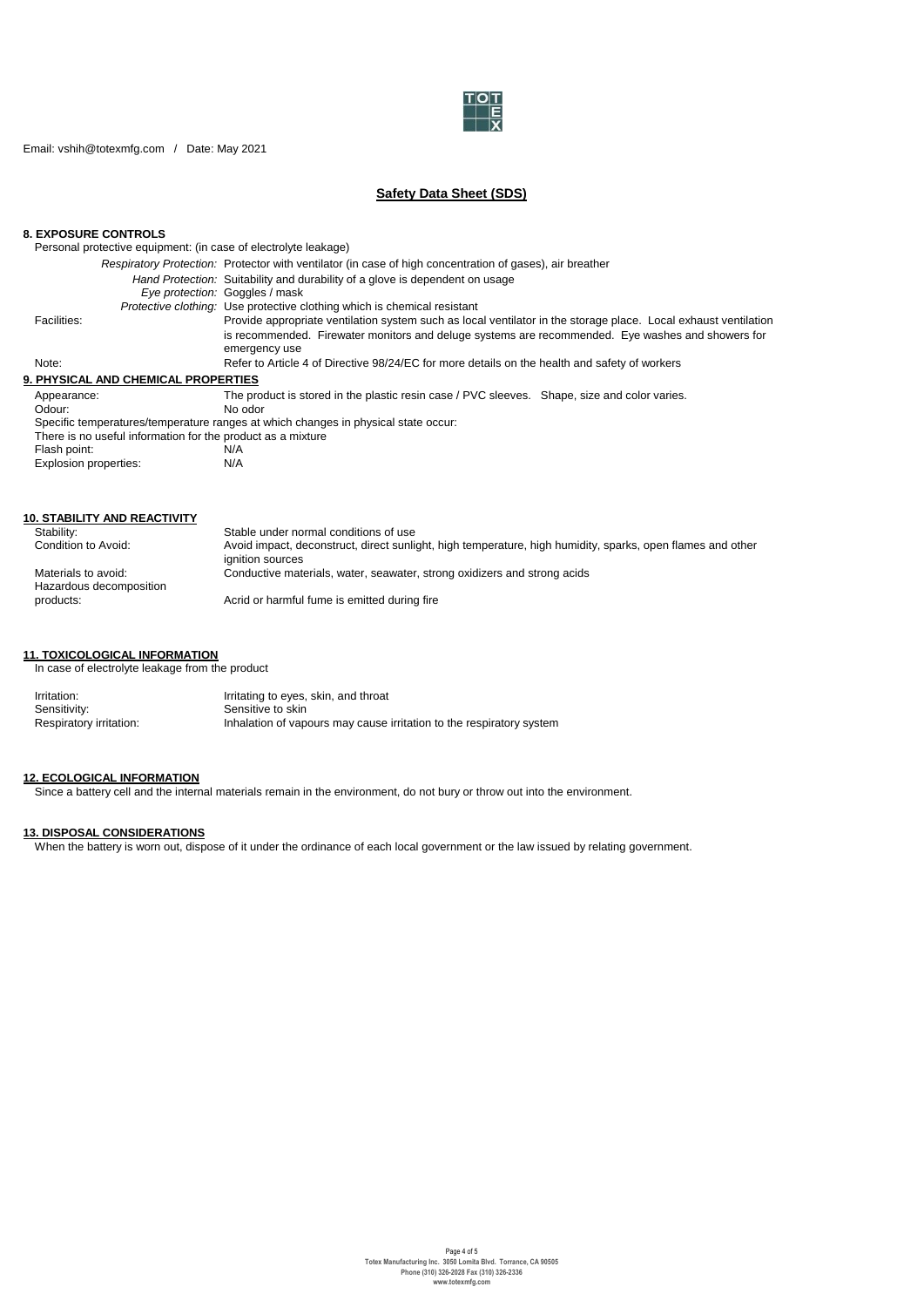Email: vshih@totexmfg.com / Date: May 2021

## Safety Data Sheet (SDS)

### 8. EXPOSURE CONTROLS

Personal protective equipment: (in case of electrolyte leakage)

| | |
|---|---|
| *Respiratory Protection:* | Protector with ventilator (in case of high concentration of gases), air breather |
| *Hand Protection:* | Suitability and durability of a glove is dependent on usage |
| *Eye protection:* | Goggles / mask |
| *Protective clothing:* | Use protective clothing which is chemical resistant |
| Facilities: | Provide appropriate ventilation system such as local ventilator in the storage place. Local exhaust ventilation is recommended. Firewater monitors and deluge systems are recommended. Eye washes and showers for emergency use |
| Note: | Refer to Article 4 of Directive 98/24/EC for more details on the health and safety of workers |

### 9. PHYSICAL AND CHEMICAL PROPERTIES

| | |
|---|---|
| Appearance: | The product is stored in the plastic resin case / PVC sleeves. Shape, size and color varies. |
| Odour: | No odor |

Specific temperatures/temperature ranges at which changes in physical state occur:

There is no useful information for the product as a mixture

| | |
|---|---|
| Flash point: | N/A |
| Explosion properties: | N/A |

### 10. STABILITY AND REACTIVITY

| | |
|---|---|
| Stability: | Stable under normal conditions of use |
| Condition to Avoid: | Avoid impact, deconstruct, direct sunlight, high temperature, high humidity, sparks, open flames and other ignition sources |
| Materials to avoid: | Conductive materials, water, seawater, strong oxidizers and strong acids |
| Hazardous decomposition products: | Acrid or harmful fume is emitted during fire |

### 11. TOXICOLOGICAL INFORMATION

In case of electrolyte leakage from the product

| | |
|---|---|
| Irritation: | Irritating to eyes, skin, and throat |
| Sensitivity: | Sensitive to skin |
| Respiratory irritation: | Inhalation of vapours may cause irritation to the respiratory system |

### 12. ECOLOGICAL INFORMATION

Since a battery cell and the internal materials remain in the environment, do not bury or throw out into the environment.

### 13. DISPOSAL CONSIDERATIONS

When the battery is worn out, dispose of it under the ordinance of each local government or the law issued by relating government.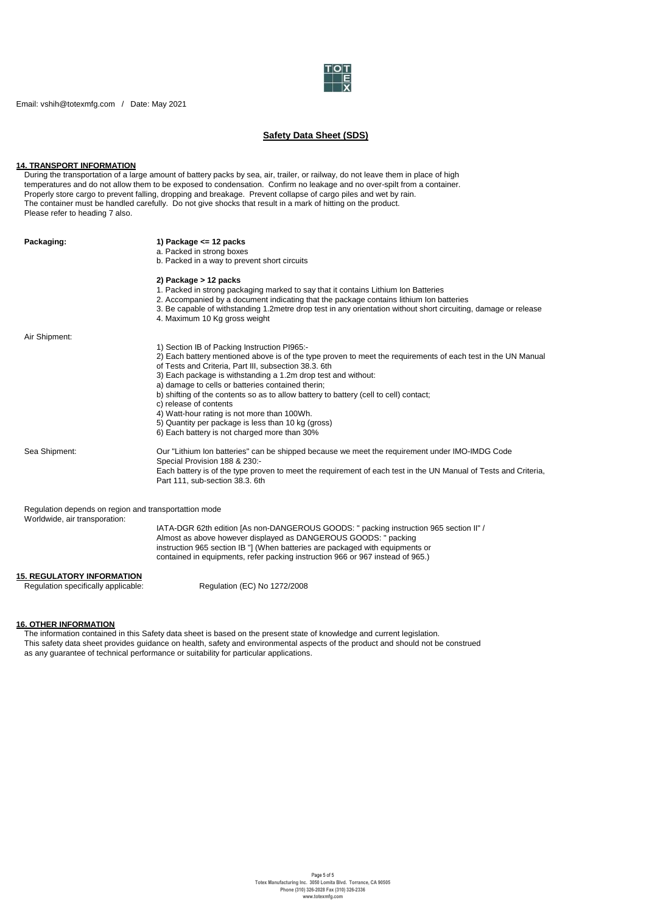Email: vshih@totexmfg.com / Date: May 2021

# Safety Data Sheet (SDS)

## 14. TRANSPORT INFORMATION

During the transportation of a large amount of battery packs by sea, air, trailer, or railway, do not leave them in place of high temperatures and do not allow them to be exposed to condensation. Confirm no leakage and no over-spilt from a container. Properly store cargo to prevent falling, dropping and breakage. Prevent collapse of cargo piles and wet by rain. The container must be handled carefully. Do not give shocks that result in a mark of hitting on the product. Please refer to heading 7 also.

**Packaging:**

**1) Package <= 12 packs**
a. Packed in strong boxes
b. Packed in a way to prevent short circuits

**2) Package > 12 packs**
1. Packed in strong packaging marked to say that it contains Lithium Ion Batteries
2. Accompanied by a document indicating that the package contains lithium Ion batteries
3. Be capable of withstanding 1.2metre drop test in any orientation without short circuiting, damage or release
4. Maximum 10 Kg gross weight

Air Shipment:

1) Section IB of Packing Instruction PI965:-
2) Each battery mentioned above is of the type proven to meet the requirements of each test in the UN Manual of Tests and Criteria, Part III, subsection 38.3. 6th
3) Each package is withstanding a 1.2m drop test and without:
a) damage to cells or batteries contained therin;
b) shifting of the contents so as to allow battery to battery (cell to cell) contact;
c) release of contents
4) Watt-hour rating is not more than 100Wh.
5) Quantity per package is less than 10 kg (gross)
6) Each battery is not charged more than 30%

Sea Shipment:

Our "Lithium Ion batteries" can be shipped because we meet the requirement under IMO-IMDG Code Special Provision 188 & 230:-
Each battery is of the type proven to meet the requirement of each test in the UN Manual of Tests and Criteria, Part 111, sub-section 38.3. 6th

Regulation depends on region and transportattion mode
Worldwide, air transporation:

IATA-DGR 62th edition [As non-DANGEROUS GOODS: " packing instruction 965 section II" / Almost as above however displayed as DANGEROUS GOODS: " packing instruction 965 section IB "] (When batteries are packaged with equipments or contained in equipments, refer packing instruction 966 or 967 instead of 965.)

## 15. REGULATORY INFORMATION

Regulation specifically applicable: Regulation (EC) No 1272/2008

## 16. OTHER INFORMATION

The information contained in this Safety data sheet is based on the present state of knowledge and current legislation. This safety data sheet provides guidance on health, safety and environmental aspects of the product and should not be construed as any guarantee of technical performance or suitability for particular applications.

Totex Manufacturing Inc. 3050 Lomita Blvd. Torrance, CA 90505
Phone (310) 326-2028 Fax (310) 326-2336
www.totexmfg.com